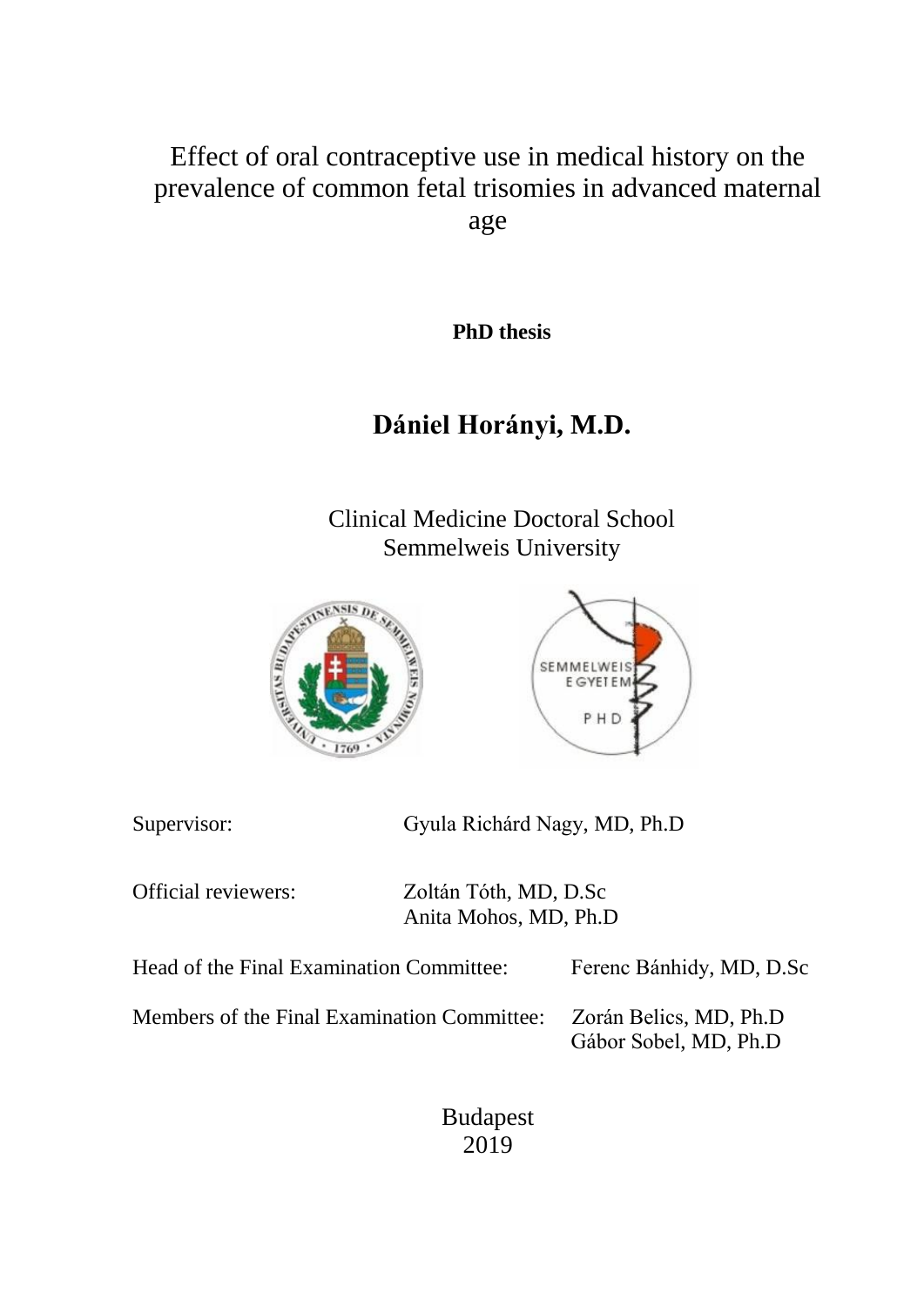# Effect of oral contraceptive use in medical history on the prevalence of common fetal trisomies in advanced maternal age

**PhD thesis**

## Dániel Horányi, M.D.

Clinical Medicine Doctoral School
Semmelweis University

Supervisor: Gyula Richárd Nagy, MD, Ph.D

Official reviewers: Zoltán Tóth, MD, D.Sc
Anita Mohos, MD, Ph.D

Head of the Final Examination Committee: Ferenc Bánhidy, MD, D.Sc

Members of the Final Examination Committee: Zorán Belics, MD, Ph.D
Gábor Sobel, MD, Ph.D

Budapest
2019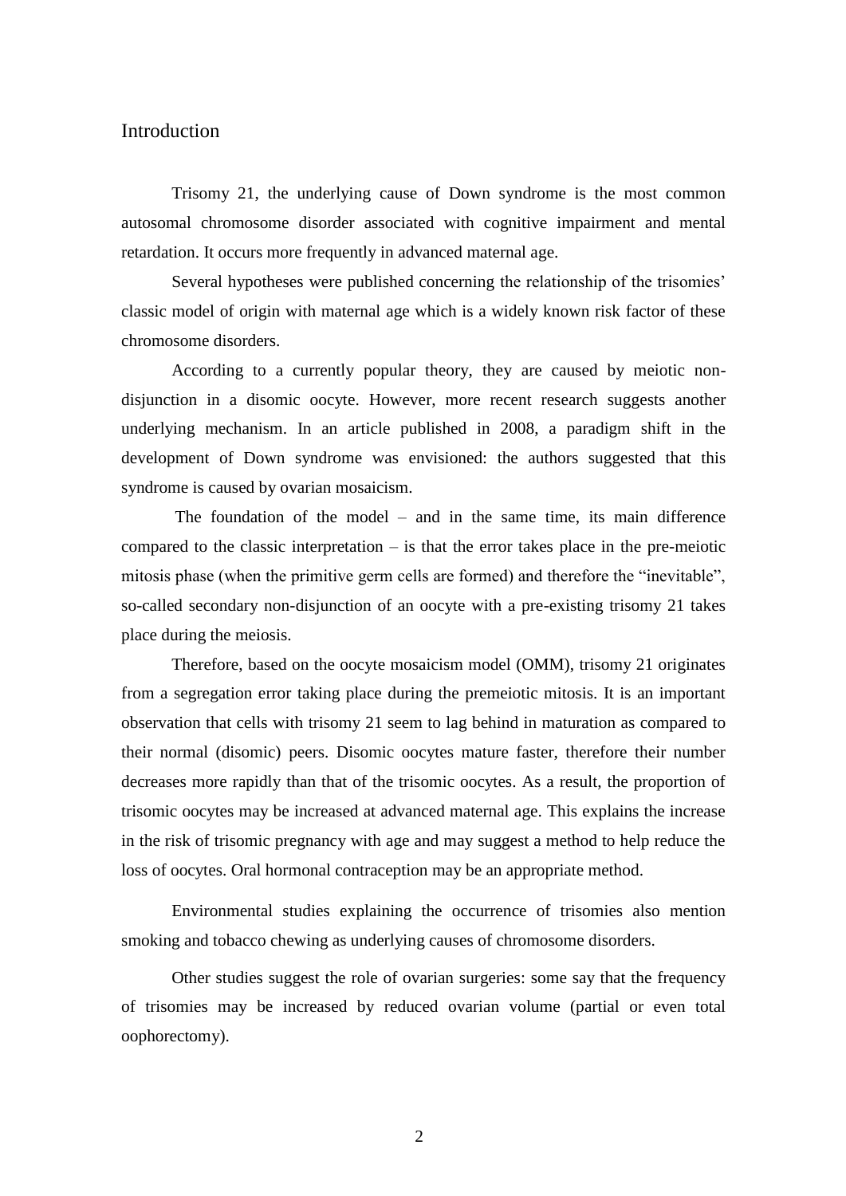## Introduction

Trisomy 21, the underlying cause of Down syndrome is the most common autosomal chromosome disorder associated with cognitive impairment and mental retardation. It occurs more frequently in advanced maternal age.

Several hypotheses were published concerning the relationship of the trisomies' classic model of origin with maternal age which is a widely known risk factor of these chromosome disorders.

According to a currently popular theory, they are caused by meiotic non-disjunction in a disomic oocyte. However, more recent research suggests another underlying mechanism. In an article published in 2008, a paradigm shift in the development of Down syndrome was envisioned: the authors suggested that this syndrome is caused by ovarian mosaicism.

The foundation of the model – and in the same time, its main difference compared to the classic interpretation – is that the error takes place in the pre-meiotic mitosis phase (when the primitive germ cells are formed) and therefore the "inevitable", so-called secondary non-disjunction of an oocyte with a pre-existing trisomy 21 takes place during the meiosis.

Therefore, based on the oocyte mosaicism model (OMM), trisomy 21 originates from a segregation error taking place during the premeiotic mitosis. It is an important observation that cells with trisomy 21 seem to lag behind in maturation as compared to their normal (disomic) peers. Disomic oocytes mature faster, therefore their number decreases more rapidly than that of the trisomic oocytes. As a result, the proportion of trisomic oocytes may be increased at advanced maternal age. This explains the increase in the risk of trisomic pregnancy with age and may suggest a method to help reduce the loss of oocytes. Oral hormonal contraception may be an appropriate method.

Environmental studies explaining the occurrence of trisomies also mention smoking and tobacco chewing as underlying causes of chromosome disorders.

Other studies suggest the role of ovarian surgeries: some say that the frequency of trisomies may be increased by reduced ovarian volume (partial or even total oophorectomy).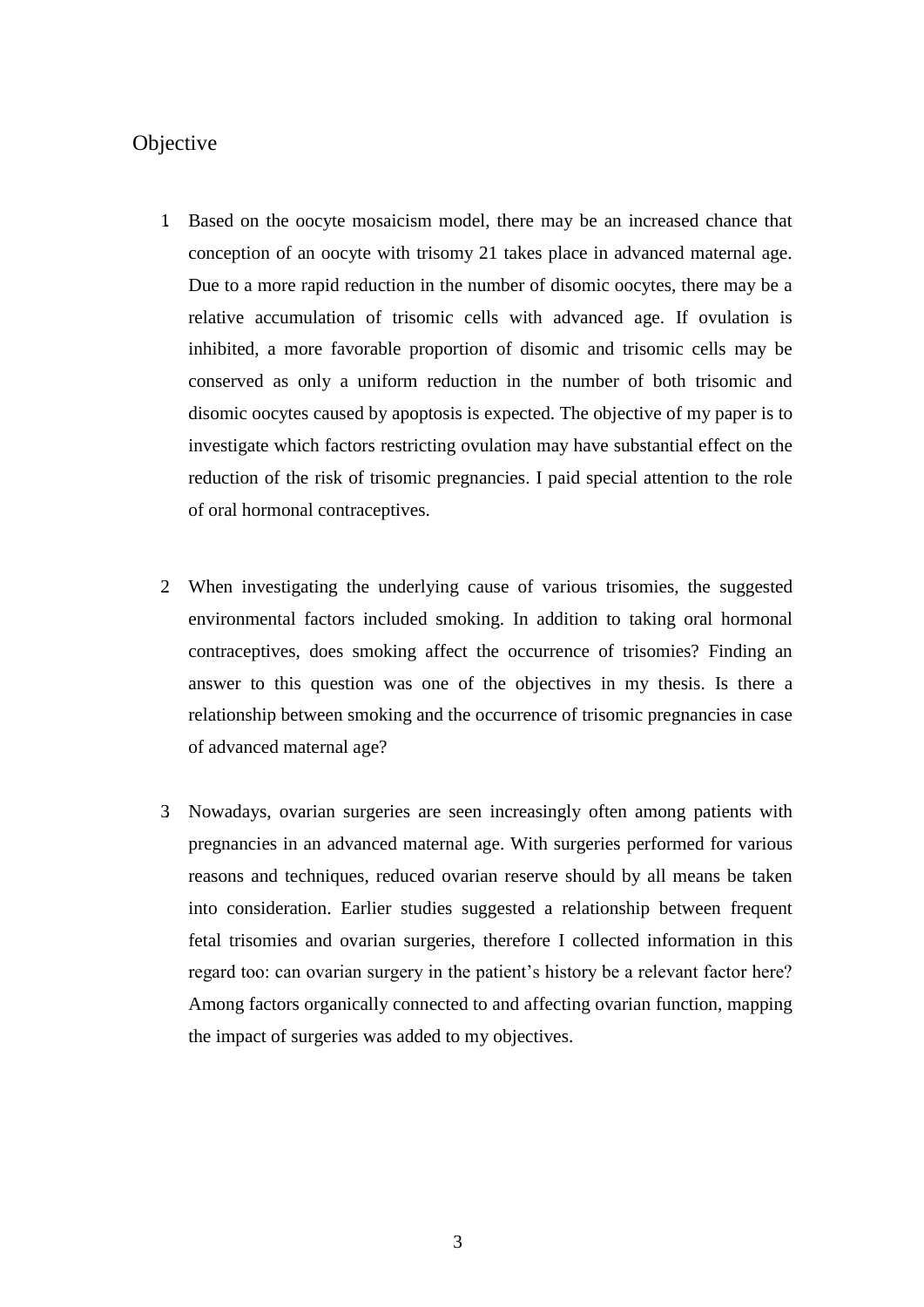## Objective

1. Based on the oocyte mosaicism model, there may be an increased chance that conception of an oocyte with trisomy 21 takes place in advanced maternal age. Due to a more rapid reduction in the number of disomic oocytes, there may be a relative accumulation of trisomic cells with advanced age. If ovulation is inhibited, a more favorable proportion of disomic and trisomic cells may be conserved as only a uniform reduction in the number of both trisomic and disomic oocytes caused by apoptosis is expected. The objective of my paper is to investigate which factors restricting ovulation may have substantial effect on the reduction of the risk of trisomic pregnancies. I paid special attention to the role of oral hormonal contraceptives.

2. When investigating the underlying cause of various trisomies, the suggested environmental factors included smoking. In addition to taking oral hormonal contraceptives, does smoking affect the occurrence of trisomies? Finding an answer to this question was one of the objectives in my thesis. Is there a relationship between smoking and the occurrence of trisomic pregnancies in case of advanced maternal age?

3. Nowadays, ovarian surgeries are seen increasingly often among patients with pregnancies in an advanced maternal age. With surgeries performed for various reasons and techniques, reduced ovarian reserve should by all means be taken into consideration. Earlier studies suggested a relationship between frequent fetal trisomies and ovarian surgeries, therefore I collected information in this regard too: can ovarian surgery in the patient's history be a relevant factor here? Among factors organically connected to and affecting ovarian function, mapping the impact of surgeries was added to my objectives.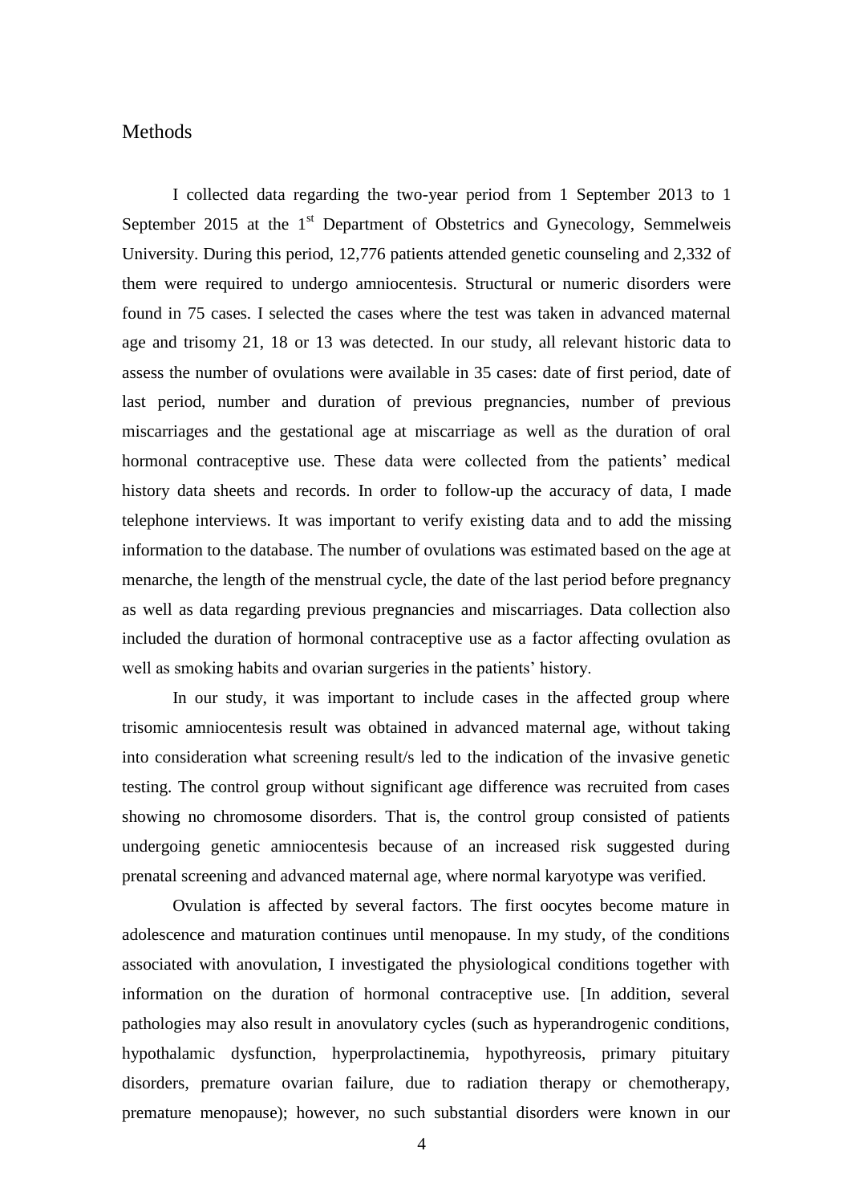## Methods

I collected data regarding the two-year period from 1 September 2013 to 1 September 2015 at the 1st Department of Obstetrics and Gynecology, Semmelweis University. During this period, 12,776 patients attended genetic counseling and 2,332 of them were required to undergo amniocentesis. Structural or numeric disorders were found in 75 cases. I selected the cases where the test was taken in advanced maternal age and trisomy 21, 18 or 13 was detected. In our study, all relevant historic data to assess the number of ovulations were available in 35 cases: date of first period, date of last period, number and duration of previous pregnancies, number of previous miscarriages and the gestational age at miscarriage as well as the duration of oral hormonal contraceptive use. These data were collected from the patients' medical history data sheets and records. In order to follow-up the accuracy of data, I made telephone interviews. It was important to verify existing data and to add the missing information to the database. The number of ovulations was estimated based on the age at menarche, the length of the menstrual cycle, the date of the last period before pregnancy as well as data regarding previous pregnancies and miscarriages. Data collection also included the duration of hormonal contraceptive use as a factor affecting ovulation as well as smoking habits and ovarian surgeries in the patients' history.

In our study, it was important to include cases in the affected group where trisomic amniocentesis result was obtained in advanced maternal age, without taking into consideration what screening result/s led to the indication of the invasive genetic testing. The control group without significant age difference was recruited from cases showing no chromosome disorders. That is, the control group consisted of patients undergoing genetic amniocentesis because of an increased risk suggested during prenatal screening and advanced maternal age, where normal karyotype was verified.

Ovulation is affected by several factors. The first oocytes become mature in adolescence and maturation continues until menopause. In my study, of the conditions associated with anovulation, I investigated the physiological conditions together with information on the duration of hormonal contraceptive use. [In addition, several pathologies may also result in anovulatory cycles (such as hyperandrogenic conditions, hypothalamic dysfunction, hyperprolactinemia, hypothyreosis, primary pituitary disorders, premature ovarian failure, due to radiation therapy or chemotherapy, premature menopause); however, no such substantial disorders were known in our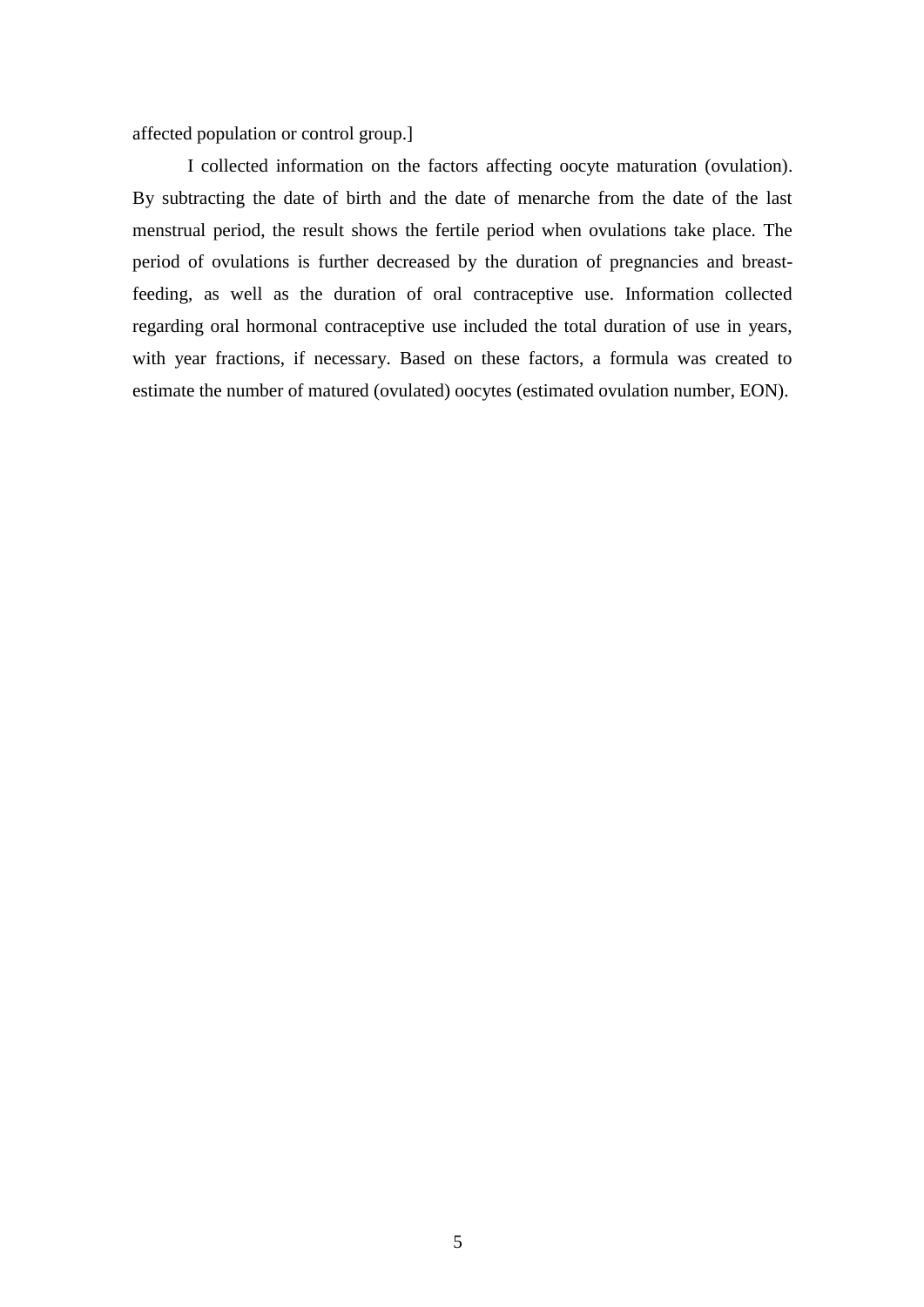affected population or control group.]

I collected information on the factors affecting oocyte maturation (ovulation). By subtracting the date of birth and the date of menarche from the date of the last menstrual period, the result shows the fertile period when ovulations take place. The period of ovulations is further decreased by the duration of pregnancies and breast-feeding, as well as the duration of oral contraceptive use. Information collected regarding oral hormonal contraceptive use included the total duration of use in years, with year fractions, if necessary. Based on these factors, a formula was created to estimate the number of matured (ovulated) oocytes (estimated ovulation number, EON).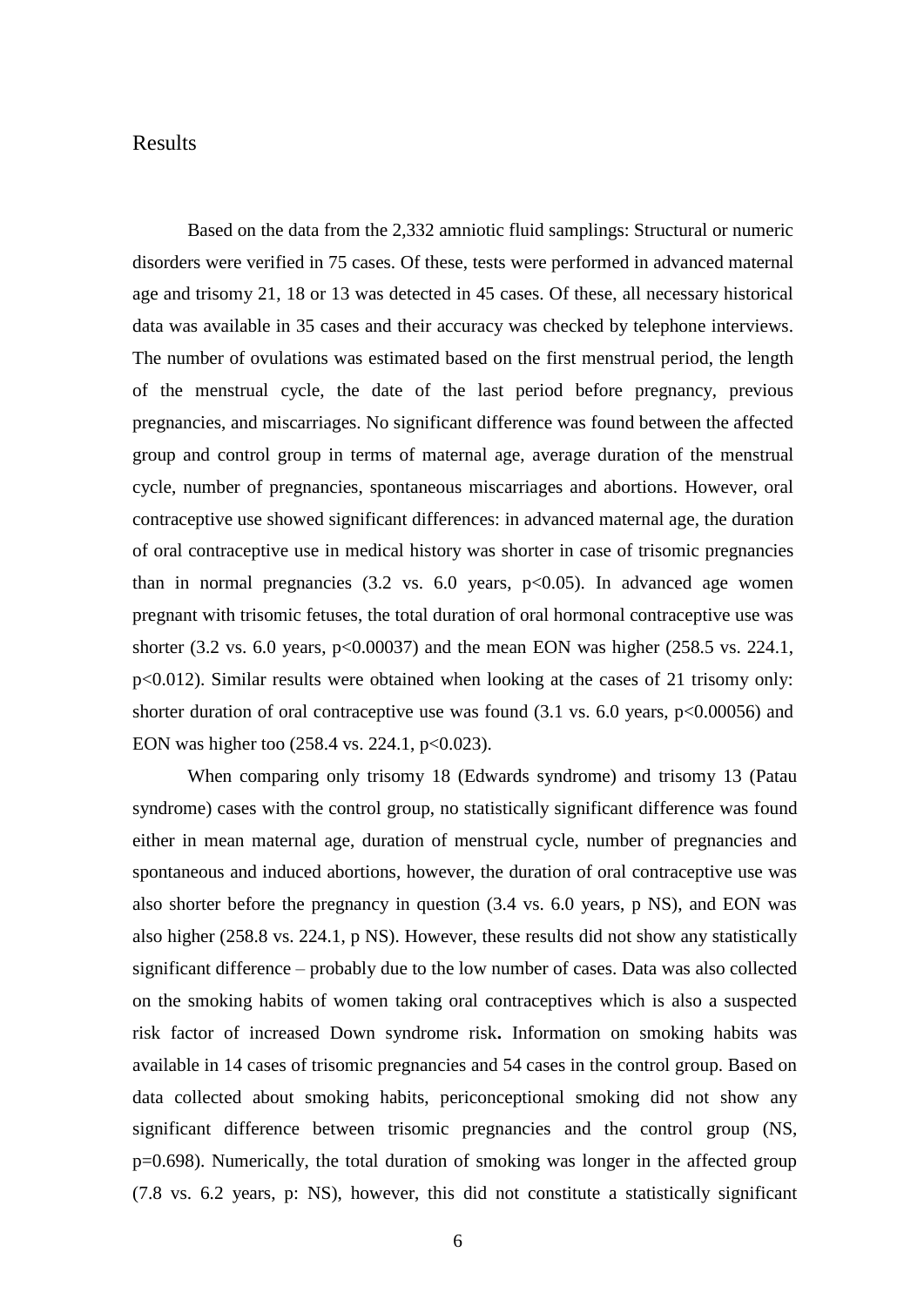## Results

Based on the data from the 2,332 amniotic fluid samplings: Structural or numeric disorders were verified in 75 cases. Of these, tests were performed in advanced maternal age and trisomy 21, 18 or 13 was detected in 45 cases. Of these, all necessary historical data was available in 35 cases and their accuracy was checked by telephone interviews. The number of ovulations was estimated based on the first menstrual period, the length of the menstrual cycle, the date of the last period before pregnancy, previous pregnancies, and miscarriages. No significant difference was found between the affected group and control group in terms of maternal age, average duration of the menstrual cycle, number of pregnancies, spontaneous miscarriages and abortions. However, oral contraceptive use showed significant differences: in advanced maternal age, the duration of oral contraceptive use in medical history was shorter in case of trisomic pregnancies than in normal pregnancies (3.2 vs. 6.0 years, $p<0.05$). In advanced age women pregnant with trisomic fetuses, the total duration of oral hormonal contraceptive use was shorter (3.2 vs. 6.0 years, $p<0.00037$) and the mean EON was higher (258.5 vs. 224.1, $p<0.012$). Similar results were obtained when looking at the cases of 21 trisomy only: shorter duration of oral contraceptive use was found (3.1 vs. 6.0 years, $p<0.00056$) and EON was higher too (258.4 vs. 224.1, $p<0.023$).

When comparing only trisomy 18 (Edwards syndrome) and trisomy 13 (Patau syndrome) cases with the control group, no statistically significant difference was found either in mean maternal age, duration of menstrual cycle, number of pregnancies and spontaneous and induced abortions, however, the duration of oral contraceptive use was also shorter before the pregnancy in question (3.4 vs. 6.0 years, p NS), and EON was also higher (258.8 vs. 224.1, p NS). However, these results did not show any statistically significant difference – probably due to the low number of cases. Data was also collected on the smoking habits of women taking oral contraceptives which is also a suspected risk factor of increased Down syndrome risk**.** Information on smoking habits was available in 14 cases of trisomic pregnancies and 54 cases in the control group. Based on data collected about smoking habits, periconceptional smoking did not show any significant difference between trisomic pregnancies and the control group (NS, $p=0.698$). Numerically, the total duration of smoking was longer in the affected group (7.8 vs. 6.2 years, p: NS), however, this did not constitute a statistically significant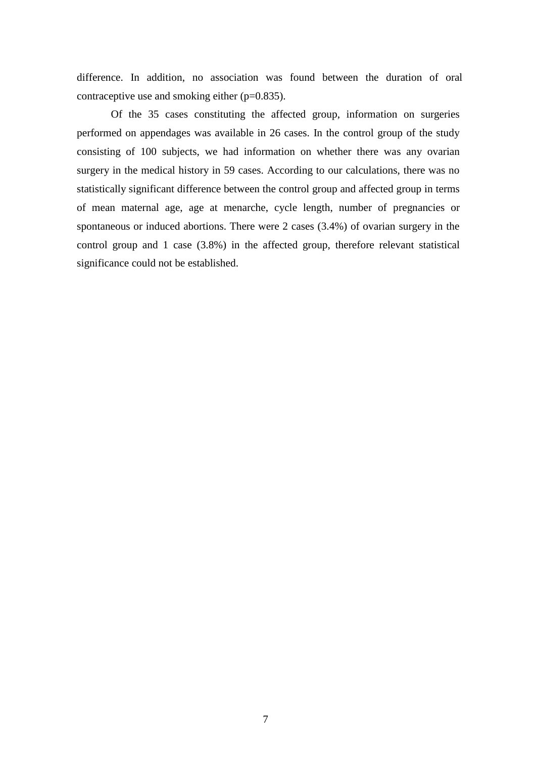difference. In addition, no association was found between the duration of oral contraceptive use and smoking either (p=0.835).

Of the 35 cases constituting the affected group, information on surgeries performed on appendages was available in 26 cases. In the control group of the study consisting of 100 subjects, we had information on whether there was any ovarian surgery in the medical history in 59 cases. According to our calculations, there was no statistically significant difference between the control group and affected group in terms of mean maternal age, age at menarche, cycle length, number of pregnancies or spontaneous or induced abortions. There were 2 cases (3.4%) of ovarian surgery in the control group and 1 case (3.8%) in the affected group, therefore relevant statistical significance could not be established.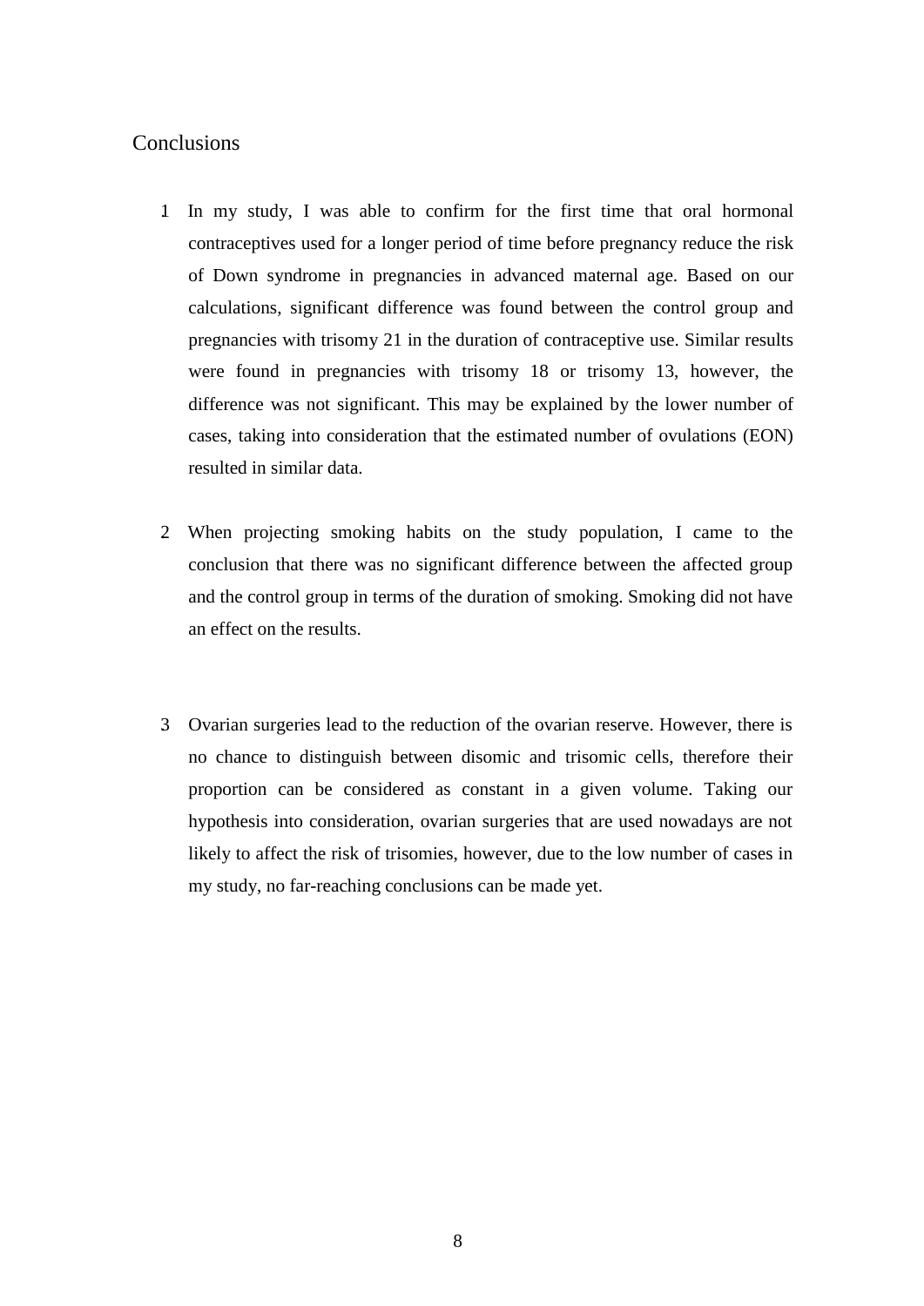## Conclusions

1. In my study, I was able to confirm for the first time that oral hormonal contraceptives used for a longer period of time before pregnancy reduce the risk of Down syndrome in pregnancies in advanced maternal age. Based on our calculations, significant difference was found between the control group and pregnancies with trisomy 21 in the duration of contraceptive use. Similar results were found in pregnancies with trisomy 18 or trisomy 13, however, the difference was not significant. This may be explained by the lower number of cases, taking into consideration that the estimated number of ovulations (EON) resulted in similar data.

2. When projecting smoking habits on the study population, I came to the conclusion that there was no significant difference between the affected group and the control group in terms of the duration of smoking. Smoking did not have an effect on the results.

3. Ovarian surgeries lead to the reduction of the ovarian reserve. However, there is no chance to distinguish between disomic and trisomic cells, therefore their proportion can be considered as constant in a given volume. Taking our hypothesis into consideration, ovarian surgeries that are used nowadays are not likely to affect the risk of trisomies, however, due to the low number of cases in my study, no far-reaching conclusions can be made yet.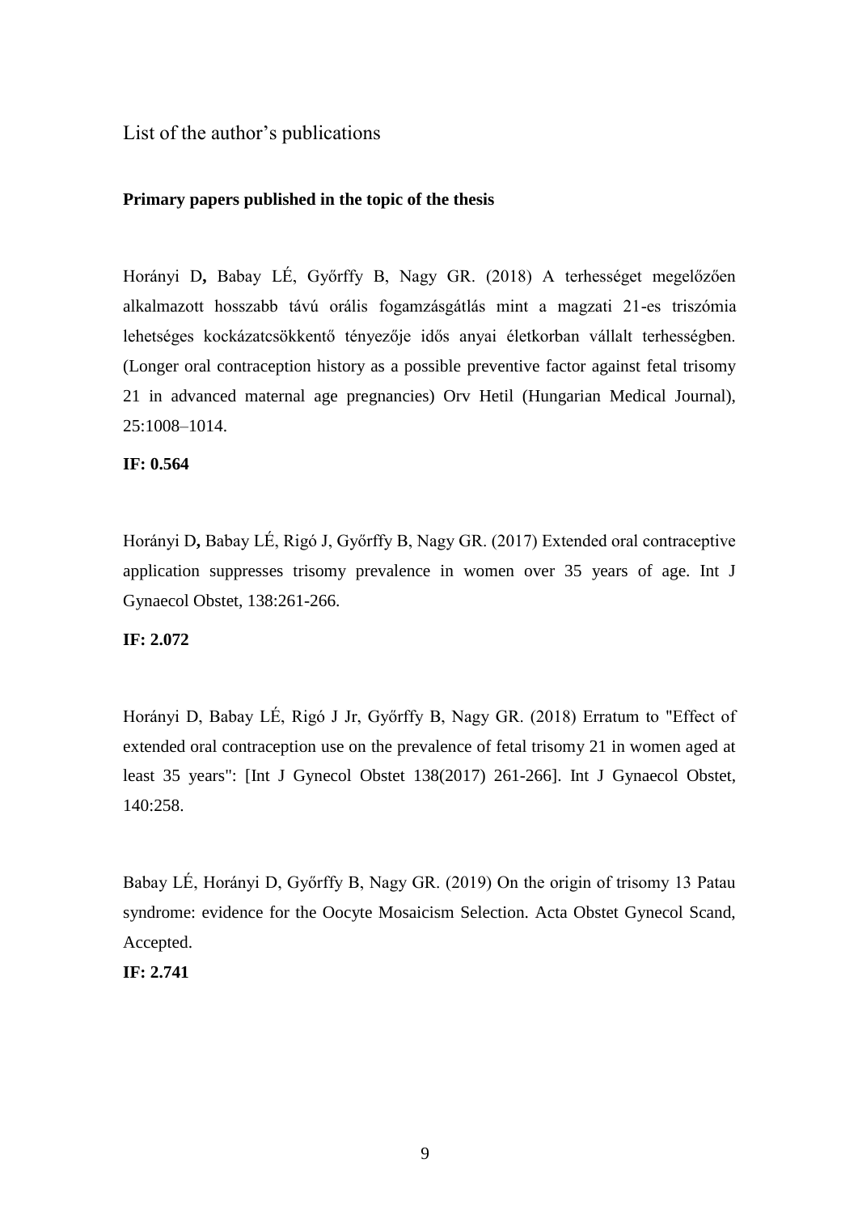List of the author's publications

**Primary papers published in the topic of the thesis**

Horányi D**,** Babay LÉ, Győrffy B, Nagy GR. (2018) A terhességet megelőzően alkalmazott hosszabb távú orális fogamzásgátlás mint a magzati 21-es triszómia lehetséges kockázatcsökkentő tényezője idős anyai életkorban vállalt terhességben. (Longer oral contraception history as a possible preventive factor against fetal trisomy 21 in advanced maternal age pregnancies) Orv Hetil (Hungarian Medical Journal), 25:1008–1014.

**IF: 0.564**

Horányi D**,** Babay LÉ, Rigó J, Győrffy B, Nagy GR. (2017) Extended oral contraceptive application suppresses trisomy prevalence in women over 35 years of age. Int J Gynaecol Obstet, 138:261-266.

**IF: 2.072**

Horányi D, Babay LÉ, Rigó J Jr, Győrffy B, Nagy GR. (2018) Erratum to "Effect of extended oral contraception use on the prevalence of fetal trisomy 21 in women aged at least 35 years": [Int J Gynecol Obstet 138(2017) 261-266]. Int J Gynaecol Obstet, 140:258.

Babay LÉ, Horányi D, Győrffy B, Nagy GR. (2019) On the origin of trisomy 13 Patau syndrome: evidence for the Oocyte Mosaicism Selection. Acta Obstet Gynecol Scand, Accepted.

**IF: 2.741**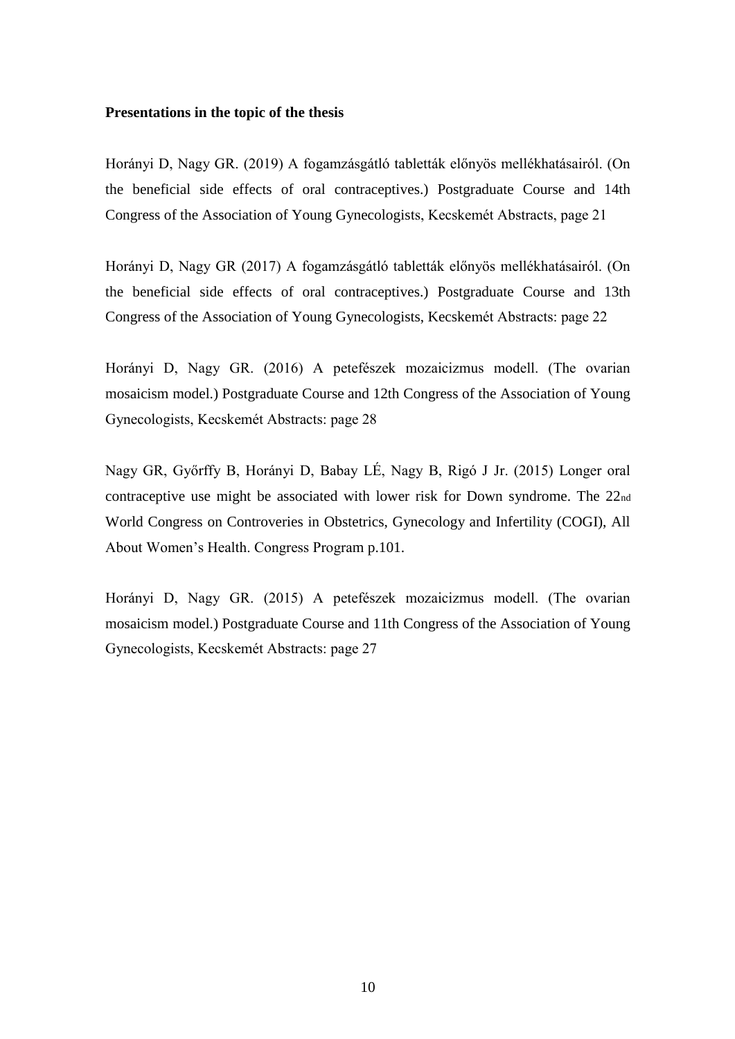**Presentations in the topic of the thesis**

Horányi D, Nagy GR. (2019) A fogamzásgátló tabletták előnyös mellékhatásairól. (On the beneficial side effects of oral contraceptives.) Postgraduate Course and 14th Congress of the Association of Young Gynecologists, Kecskemét Abstracts, page 21

Horányi D, Nagy GR (2017) A fogamzásgátló tabletták előnyös mellékhatásairól. (On the beneficial side effects of oral contraceptives.) Postgraduate Course and 13th Congress of the Association of Young Gynecologists, Kecskemét Abstracts: page 22

Horányi D, Nagy GR. (2016) A petefészek mozaicizmus modell. (The ovarian mosaicism model.) Postgraduate Course and 12th Congress of the Association of Young Gynecologists, Kecskemét Abstracts: page 28

Nagy GR, Győrffy B, Horányi D, Babay LÉ, Nagy B, Rigó J Jr. (2015) Longer oral contraceptive use might be associated with lower risk for Down syndrome. The 22nd World Congress on Controveries in Obstetrics, Gynecology and Infertility (COGI), All About Women's Health. Congress Program p.101.

Horányi D, Nagy GR. (2015) A petefészek mozaicizmus modell. (The ovarian mosaicism model.) Postgraduate Course and 11th Congress of the Association of Young Gynecologists, Kecskemét Abstracts: page 27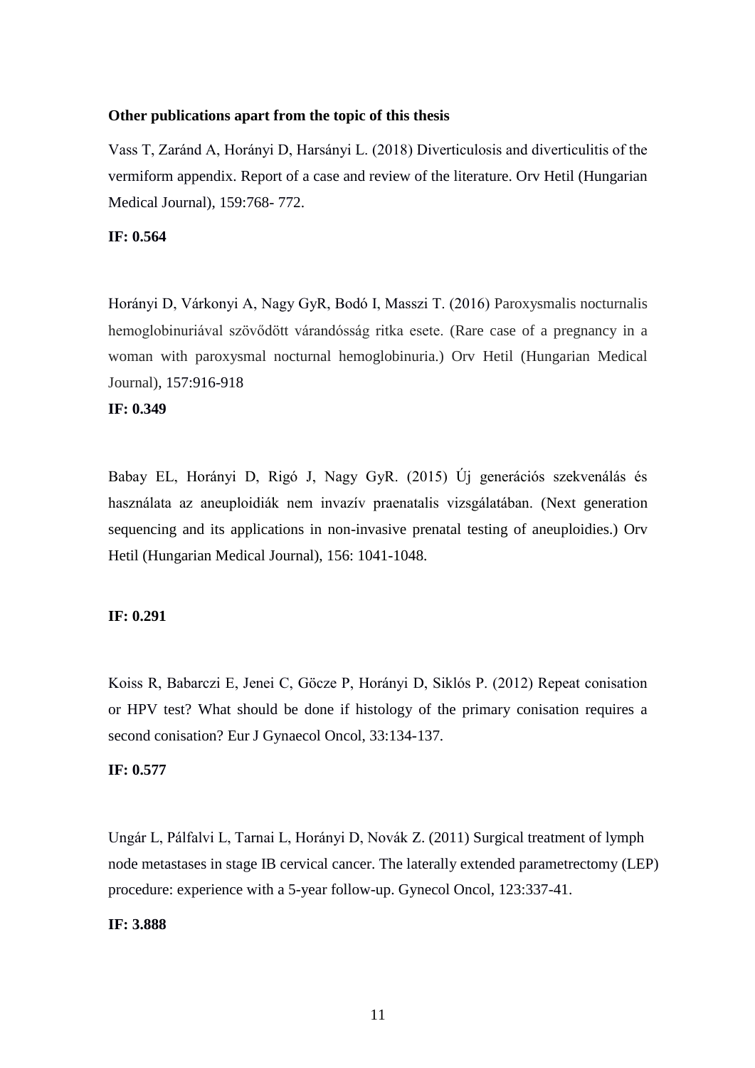**Other publications apart from the topic of this thesis**

Vass T, Zaránd A, Horányi D, Harsányi L. (2018) Diverticulosis and diverticulitis of the vermiform appendix. Report of a case and review of the literature. Orv Hetil (Hungarian Medical Journal), 159:768- 772.

**IF: 0.564**

Horányi D, Várkonyi A, Nagy GyR, Bodó I, Masszi T. (2016) Paroxysmalis nocturnalis hemoglobinuriával szövődött várandósság ritka esete. (Rare case of a pregnancy in a woman with paroxysmal nocturnal hemoglobinuria.) Orv Hetil (Hungarian Medical Journal), 157:916-918

**IF: 0.349**

Babay EL, Horányi D, Rigó J, Nagy GyR. (2015) Új generációs szekvenálás és használata az aneuploidiák nem invazív praenatalis vizsgálatában. (Next generation sequencing and its applications in non-invasive prenatal testing of aneuploidies.) Orv Hetil (Hungarian Medical Journal), 156: 1041-1048.

**IF: 0.291**

Koiss R, Babarczi E, Jenei C, Göcze P, Horányi D, Siklós P. (2012) Repeat conisation or HPV test? What should be done if histology of the primary conisation requires a second conisation? Eur J Gynaecol Oncol, 33:134-137.

**IF: 0.577**

Ungár L, Pálfalvi L, Tarnai L, Horányi D, Novák Z. (2011) Surgical treatment of lymph node metastases in stage IB cervical cancer. The laterally extended parametrectomy (LEP) procedure: experience with a 5-year follow-up. Gynecol Oncol, 123:337-41.

**IF: 3.888**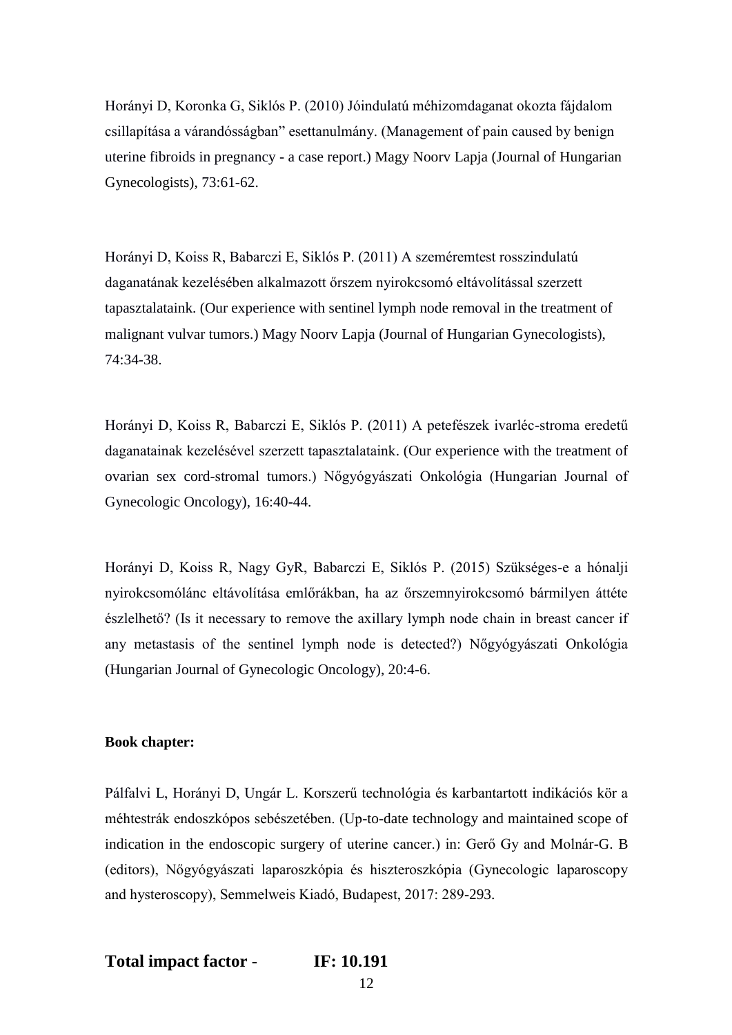Horányi D, Koronka G, Siklós P. (2010) Jóindulatú méhizomdaganat okozta fájdalom csillapítása a várandósságban" esettanulmány. (Management of pain caused by benign uterine fibroids in pregnancy - a case report.) Magy Noorv Lapja (Journal of Hungarian Gynecologists), 73:61-62.

Horányi D, Koiss R, Babarczi E, Siklós P. (2011) A szeméremtest rosszindulatú daganatának kezelésében alkalmazott őrszem nyirokcsomó eltávolítással szerzett tapasztalataink. (Our experience with sentinel lymph node removal in the treatment of malignant vulvar tumors.) Magy Noorv Lapja (Journal of Hungarian Gynecologists), 74:34-38.

Horányi D, Koiss R, Babarczi E, Siklós P. (2011) A petefészek ivarléc-stroma eredetű daganatainak kezelésével szerzett tapasztalataink. (Our experience with the treatment of ovarian sex cord-stromal tumors.) Nőgyógyászati Onkológia (Hungarian Journal of Gynecologic Oncology), 16:40-44.

Horányi D, Koiss R, Nagy GyR, Babarczi E, Siklós P. (2015) Szükséges-e a hónalji nyirokcsomólánc eltávolítása emlőrákban, ha az őrszemnyirokcsomó bármilyen áttéte észlelhető? (Is it necessary to remove the axillary lymph node chain in breast cancer if any metastasis of the sentinel lymph node is detected?) Nőgyógyászati Onkológia (Hungarian Journal of Gynecologic Oncology), 20:4-6.

**Book chapter:**

Pálfalvi L, Horányi D, Ungár L. Korszerű technológia és karbantartott indikációs kör a méhtestrák endoszkópos sebészetében. (Up-to-date technology and maintained scope of indication in the endoscopic surgery of uterine cancer.) in: Gerő Gy and Molnár-G. B (editors), Nőgyógyászati laparoszkópia és hiszteroszkópia (Gynecologic laparoscopy and hysteroscopy), Semmelweis Kiadó, Budapest, 2017: 289-293.

**Total impact factor - IF: 10.191**